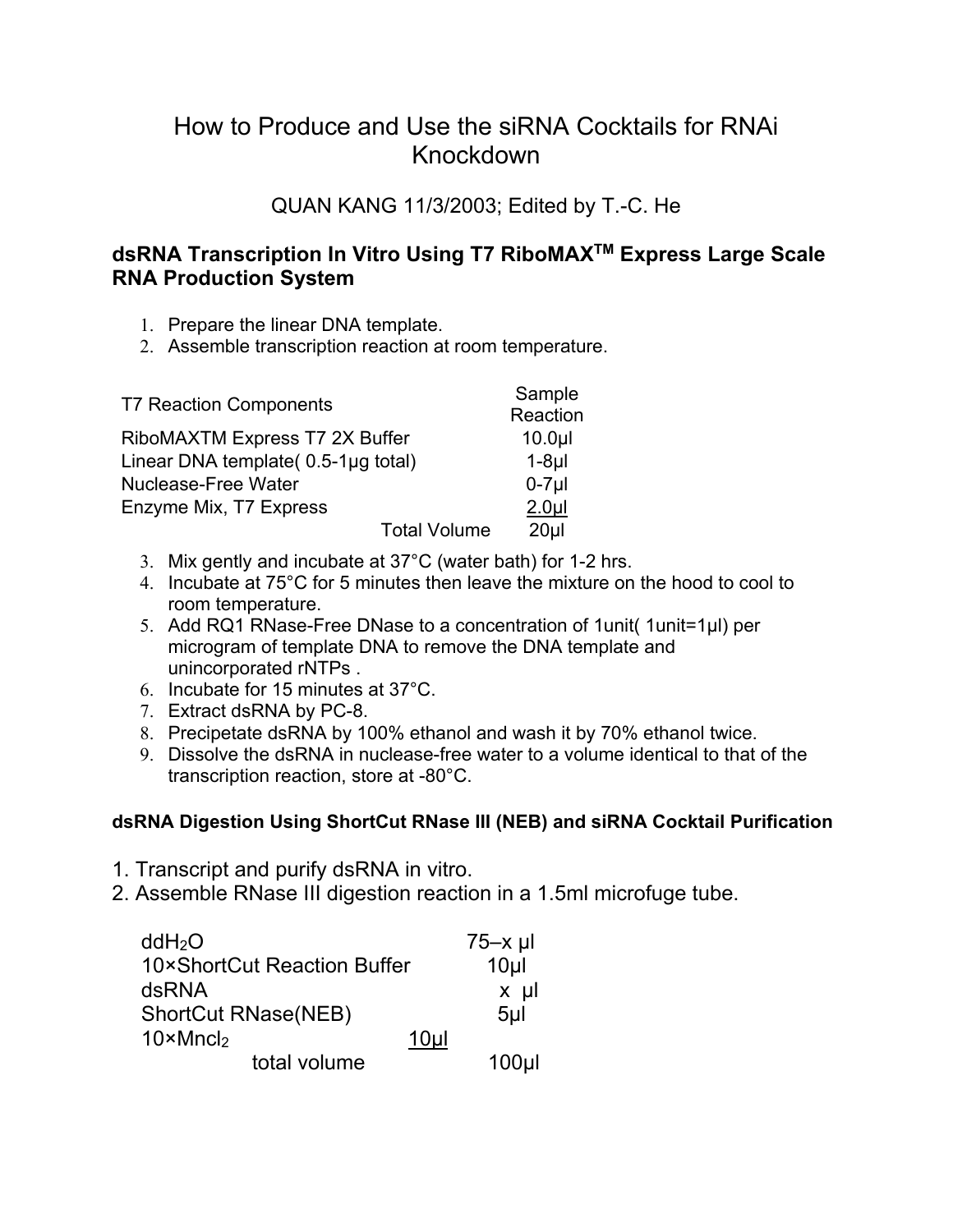# How to Produce and Use the siRNA Cocktails for RNAi Knockdown

QUAN KANG 11/3/2003; Edited by T.-C. He

## dsRNA Transcription In Vitro Using T7 RiboMAX[TM] Express Large Scale RNA Production System

1. Prepare the linear DNA template.
2. Assemble transcription reaction at room temperature.

| T7 Reaction Components | Sample Reaction |
|---|---|
| RiboMAXTM Express T7 2X Buffer | 10.0μl |
| Linear DNA template( 0.5-1μg total) | 1-8μl |
| Nuclease-Free Water | 0-7μl |
| Enzyme Mix, T7 Express | 2.0μl |
| Total Volume | 20μl |

3. Mix gently and incubate at 37°C (water bath) for 1-2 hrs.
4. Incubate at 75°C for 5 minutes then leave the mixture on the hood to cool to room temperature.
5. Add RQ1 RNase-Free DNase to a concentration of 1unit( 1unit=1μl) per microgram of template DNA to remove the DNA template and unincorporated rNTPs .
6. Incubate for 15 minutes at 37°C.
7. Extract dsRNA by PC-8.
8. Precipetate dsRNA by 100% ethanol and wash it by 70% ethanol twice.
9. Dissolve the dsRNA in nuclease-free water to a volume identical to that of the transcription reaction, store at -80°C.

### dsRNA Digestion Using ShortCut RNase III (NEB) and siRNA Cocktail Purification

1. Transcript and purify dsRNA in vitro.
2. Assemble RNase III digestion reaction in a 1.5ml microfuge tube.

| Component | Volume |
|---|---|
| $ddH_2O$ | 75–x μl |
| 10×ShortCut Reaction Buffer | 10μl |
| dsRNA | x μl |
| ShortCut RNase(NEB) | 5μl |
| 10×$Mncl_2$ | 10μl |
| total volume | 100μl |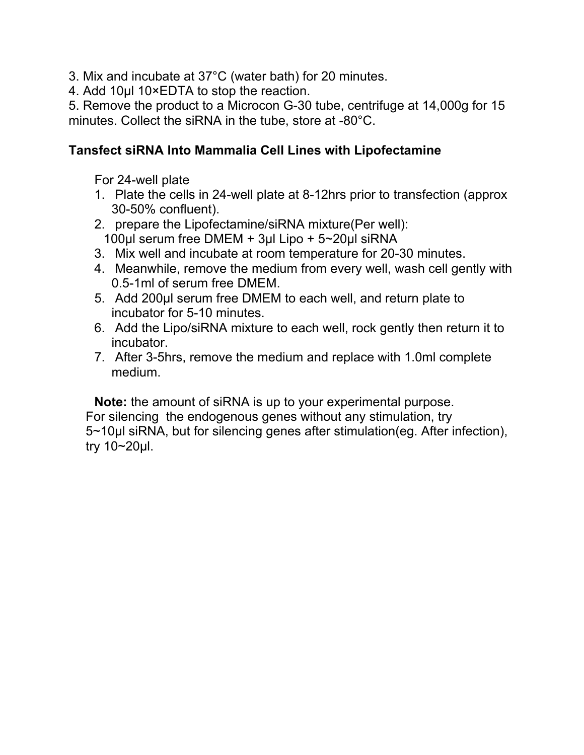3. Mix and incubate at 37°C (water bath) for 20 minutes.
4. Add 10μl 10×EDTA to stop the reaction.
5. Remove the product to a Microcon G-30 tube, centrifuge at 14,000g for 15 minutes. Collect the siRNA in the tube, store at -80°C.

**Tansfect siRNA Into Mammalia Cell Lines with Lipofectamine**

For 24-well plate

1. Plate the cells in 24-well plate at 8-12hrs prior to transfection (approx 30-50% confluent).
2. prepare the Lipofectamine/siRNA mixture(Per well):
   100μl serum free DMEM + 3μl Lipo + 5~20μl siRNA
3. Mix well and incubate at room temperature for 20-30 minutes.
4. Meanwhile, remove the medium from every well, wash cell gently with 0.5-1ml of serum free DMEM.
5. Add 200μl serum free DMEM to each well, and return plate to incubator for 5-10 minutes.
6. Add the Lipo/siRNA mixture to each well, rock gently then return it to incubator.
7. After 3-5hrs, remove the medium and replace with 1.0ml complete medium.

**Note:** the amount of siRNA is up to your experimental purpose. For silencing the endogenous genes without any stimulation, try 5~10μl siRNA, but for silencing genes after stimulation(eg. After infection), try 10~20μl.